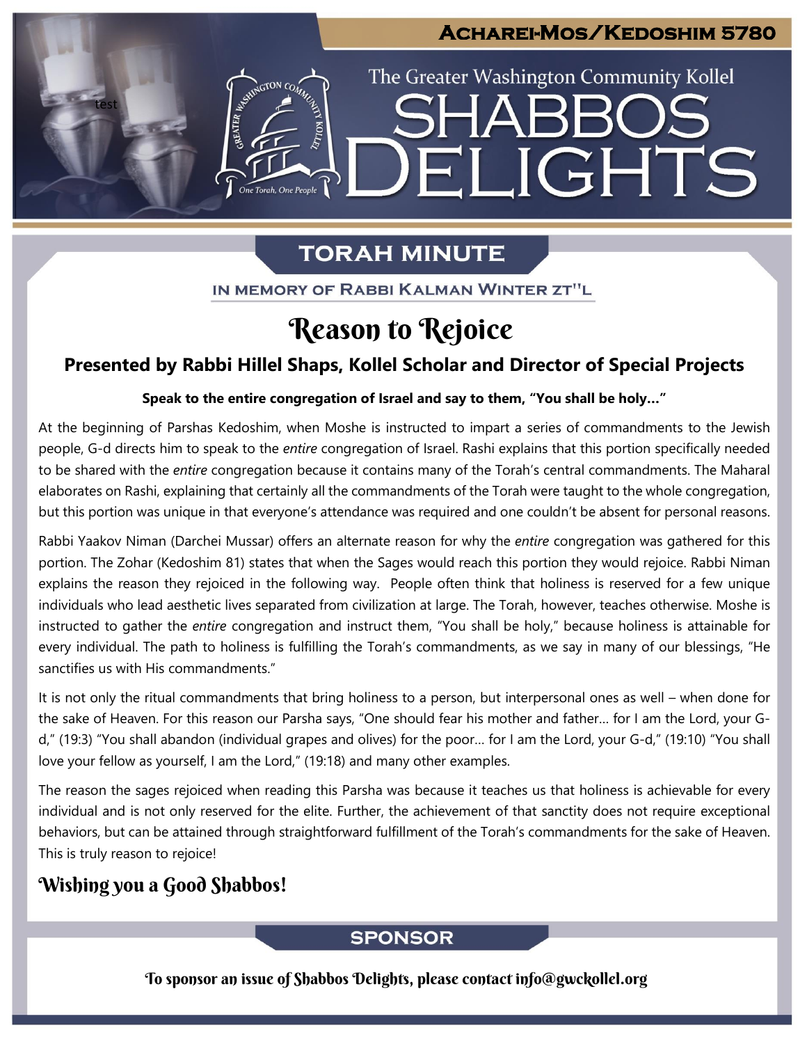Acharei-Mos/Kedoshim 5780

The Greater Washington Community Kollel

# SHABBOS DELIGHTS

## TORAH MINUTE

IN MEMORY OF RABBI KALMAN WINTER ZT"L

# Reason to Rejoice

### Presented by Rabbi Hillel Shaps, Kollel Scholar and Director of Special Projects

**Speak to the entire congregation of Israel and say to them, "You shall be holy…"**

At the beginning of Parshas Kedoshim, when Moshe is instructed to impart a series of commandments to the Jewish people, G-d directs him to speak to the *entire* congregation of Israel. Rashi explains that this portion specifically needed to be shared with the *entire* congregation because it contains many of the Torah's central commandments. The Maharal elaborates on Rashi, explaining that certainly all the commandments of the Torah were taught to the whole congregation, but this portion was unique in that everyone's attendance was required and one couldn't be absent for personal reasons.

Rabbi Yaakov Niman (Darchei Mussar) offers an alternate reason for why the *entire* congregation was gathered for this portion. The Zohar (Kedoshim 81) states that when the Sages would reach this portion they would rejoice. Rabbi Niman explains the reason they rejoiced in the following way. People often think that holiness is reserved for a few unique individuals who lead aesthetic lives separated from civilization at large. The Torah, however, teaches otherwise. Moshe is instructed to gather the *entire* congregation and instruct them, "You shall be holy," because holiness is attainable for every individual. The path to holiness is fulfilling the Torah's commandments, as we say in many of our blessings, "He sanctifies us with His commandments."

It is not only the ritual commandments that bring holiness to a person, but interpersonal ones as well – when done for the sake of Heaven. For this reason our Parsha says, "One should fear his mother and father… for I am the Lord, your G-d," (19:3) "You shall abandon (individual grapes and olives) for the poor… for I am the Lord, your G-d," (19:10) "You shall love your fellow as yourself, I am the Lord," (19:18) and many other examples.

The reason the sages rejoiced when reading this Parsha was because it teaches us that holiness is achievable for every individual and is not only reserved for the elite. Further, the achievement of that sanctity does not require exceptional behaviors, but can be attained through straightforward fulfillment of the Torah's commandments for the sake of Heaven. This is truly reason to rejoice!

### Wishing you a Good Shabbos!

## SPONSOR

To sponsor an issue of Shabbos Delights, please contact info@gwckollel.org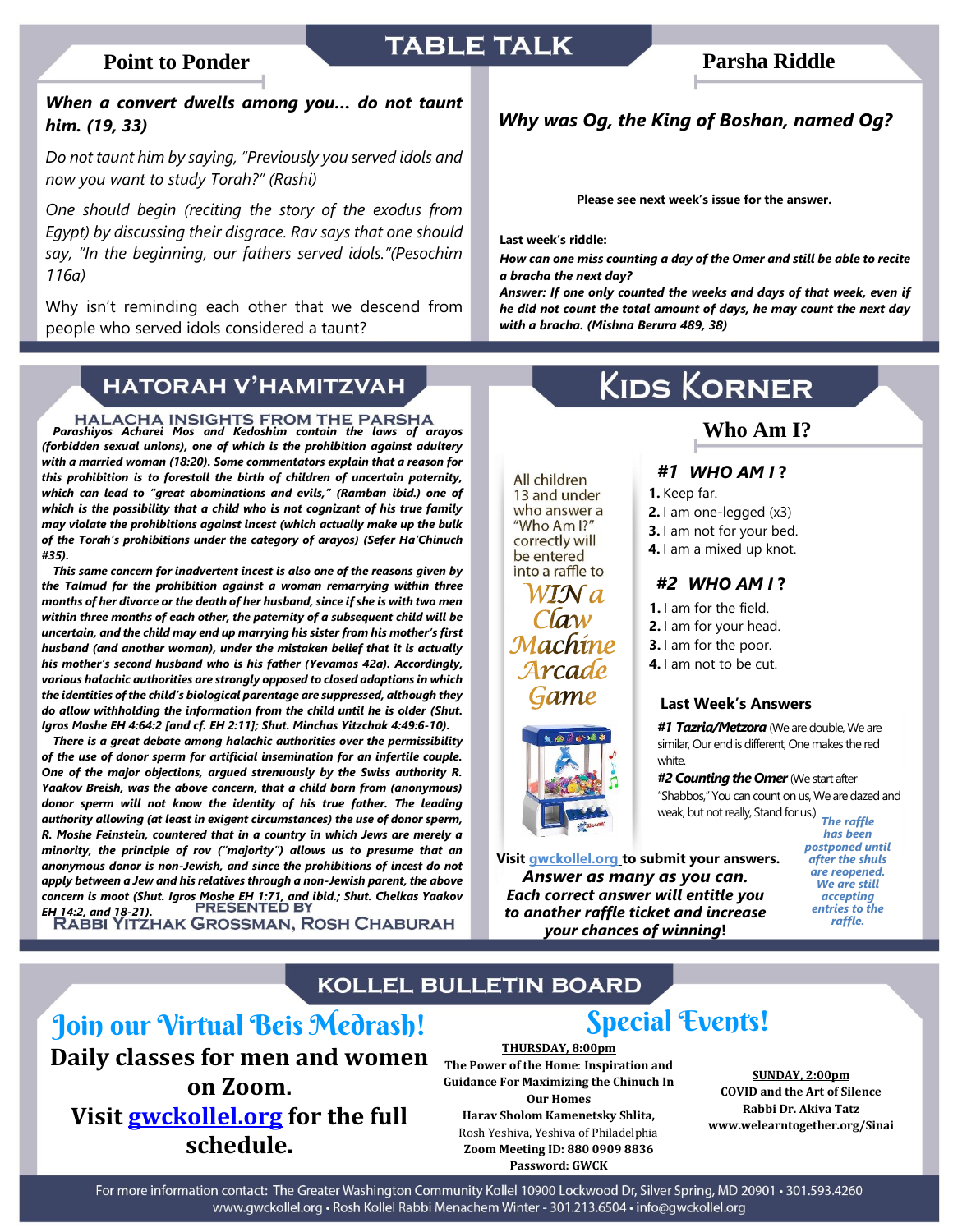# TABLE TALK

## Point to Ponder

***When a convert dwells among you... do not taunt him. (19, 33)***

*Do not taunt him by saying, "Previously you served idols and now you want to study Torah?" (Rashi)*

*One should begin (reciting the story of the exodus from Egypt) by discussing their disgrace. Rav says that one should say, "In the beginning, our fathers served idols."(Pesochim 116a)*

Why isn't reminding each other that we descend from people who served idols considered a taunt?

## Parsha Riddle

***Why was Og, the King of Boshon, named Og?***

**Please see next week's issue for the answer.**

**Last week's riddle:**

***How can one miss counting a day of the Omer and still be able to recite a bracha the next day?***

***Answer: If one only counted the weeks and days of that week, even if he did not count the total amount of days, he may count the next day with a bracha. (Mishna Berura 489, 38)***

# HATORAH V'HAMITZVAH

## HALACHA INSIGHTS FROM THE PARSHA

***Parashiyos Acharei Mos and Kedoshim contain the laws of arayos (forbidden sexual unions), one of which is the prohibition against adultery with a married woman (18:20). Some commentators explain that a reason for this prohibition is to forestall the birth of children of uncertain paternity, which can lead to "great abominations and evils," (Ramban ibid.) one of which is the possibility that a child who is not cognizant of his true family may violate the prohibitions against incest (which actually make up the bulk of the Torah's prohibitions under the category of arayos) (Sefer Ha'Chinuch #35).***

***This same concern for inadvertent incest is also one of the reasons given by the Talmud for the prohibition against a woman remarrying within three months of her divorce or the death of her husband, since if she is with two men within three months of each other, the paternity of a subsequent child will be uncertain, and the child may end up marrying his sister from his mother's first husband (and another woman), under the mistaken belief that it is actually his mother's second husband who is his father (Yevamos 42a). Accordingly, various halachic authorities are strongly opposed to closed adoptions in which the identities of the child's biological parentage are suppressed, although they do allow withholding the information from the child until he is older (Shut. Igros Moshe EH 4:64:2 [and cf. EH 2:11]; Shut. Minchas Yitzchak 4:49:6-10).***

***There is a great debate among halachic authorities over the permissibility of the use of donor sperm for artificial insemination for an infertile couple. One of the major objections, argued strenuously by the Swiss authority R. Yaakov Breish, was the above concern, that a child born from (anonymous) donor sperm will not know the identity of his true father. The leading authority allowing (at least in exigent circumstances) the use of donor sperm, R. Moshe Feinstein, countered that in a country in which Jews are merely a minority, the principle of rov ("majority") allows us to presume that an anonymous donor is non-Jewish, and since the prohibitions of incest do not apply between a Jew and his relatives through a non-Jewish parent, the above concern is moot (Shut. Igros Moshe EH 1:71, and ibid.; Shut. Chelkas Yaakov EH 14:2, and 18-21).***

PRESENTED BY
RABBI YITZHAK GROSSMAN, ROSH CHABURAH

# KIDS KORNER

## Who Am I?

All children 13 and under who answer a "Who Am I?" correctly will be entered into a raffle to

WIN a Claw Machine Arcade Game

### #1 WHO AM I?

1. Keep far.
2. I am one-legged (x3)
3. I am not for your bed.
4. I am a mixed up knot.

### #2 WHO AM I?

1. I am for the field.
2. I am for your head.
3. I am for the poor.
4. I am not to be cut.

### Last Week's Answers

***#1 Tazria/Metzora*** (We are double, We are similar, Our end is different, One makes the red white.

***#2 Counting the Omer*** (We start after "Shabbos," You can count on us, We are dazed and weak, but not really, Stand for us.)

***The raffle has been postponed until after the shuls are reopened. We are still accepting entries to the raffle.***

**Visit gwckollel.org to submit your answers.**

***Answer as many as you can. Each correct answer will entitle you to another raffle ticket and increase your chances of winning!***

# KOLLEL BULLETIN BOARD

## Join our Virtual Beis Medrash!

**Daily classes for men and women on Zoom.**

**Visit gwckollel.org for the full schedule.**

## Special Events!

**THURSDAY, 8:00pm**
**The Power of the Home: Inspiration and Guidance For Maximizing the Chinuch In Our Homes**
**Harav Sholom Kamenetsky Shlita,**
Rosh Yeshiva, Yeshiva of Philadelphia
**Zoom Meeting ID: 880 0909 8836**
**Password: GWCK**

**SUNDAY, 2:00pm**
**COVID and the Art of Silence**
**Rabbi Dr. Akiva Tatz**
**www.welearntogether.org/Sinai**

For more information contact: The Greater Washington Community Kollel 10900 Lockwood Dr, Silver Spring, MD 20901 • 301.593.4260
www.gwckollel.org • Rosh Kollel Rabbi Menachem Winter - 301.213.6504 • info@gwckollel.org